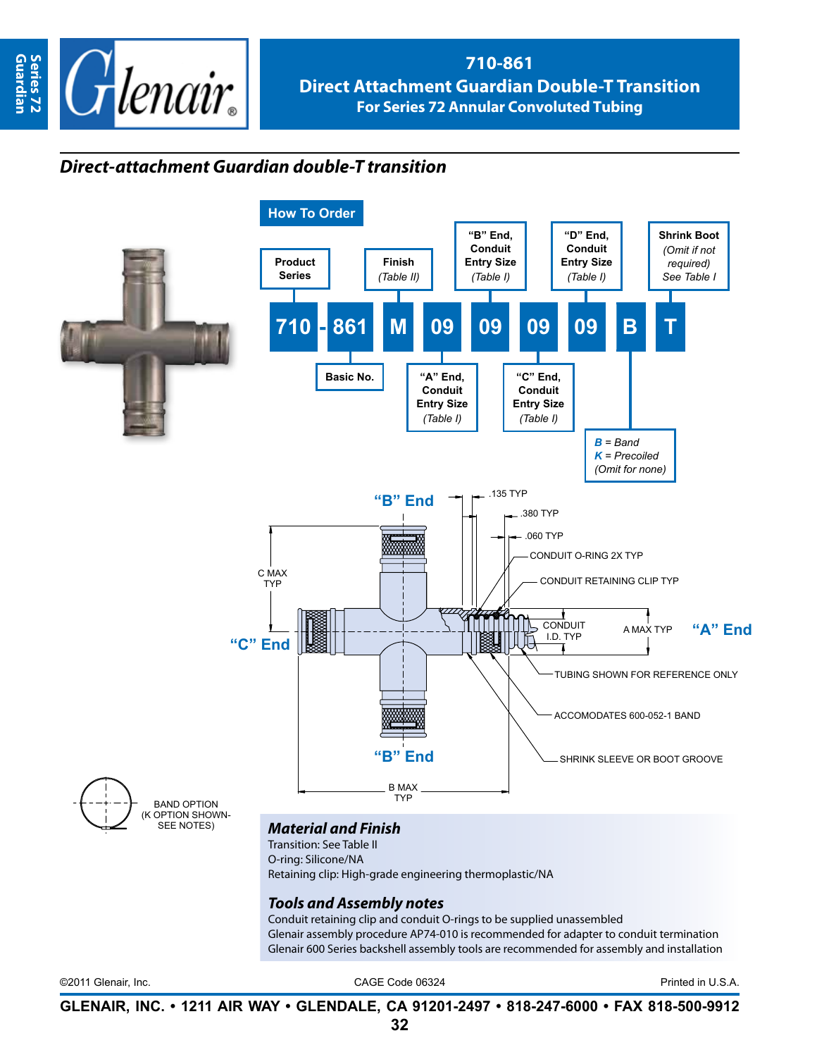# 710-861
## Direct Attachment Guardian Double-T Transition
### For Series 72 Annular Convoluted Tubing

## *Direct-attachment Guardian double-T transition*

### How To Order

| 710 | - 861 | M | 09 | 09 | 09 | 09 | B | T |
|---|---|---|---|---|---|---|---|---|
| Product Series | Basic No. | Finish (Table II) | "A" End, Conduit Entry Size (Table I) | "B" End, Conduit Entry Size (Table I) | "C" End, Conduit Entry Size (Table I) | "D" End, Conduit Entry Size (Table I) | ***B*** = Band, ***K*** = Precoiled (Omit for none) | Shrink Boot (Omit if not required) See Table I |

"B" End
.135 TYP
.380 TYP
.060 TYP
CONDUIT O-RING 2X TYP
CONDUIT RETAINING CLIP TYP
C MAX TYP
"C" End
CONDUIT I.D. TYP
A MAX TYP
"A" End
TUBING SHOWN FOR REFERENCE ONLY
ACCOMODATES 600-052-1 BAND
SHRINK SLEEVE OR BOOT GROOVE
"B" End
B MAX TYP
BAND OPTION (K OPTION SHOWN- SEE NOTES)

### *Material and Finish*

Transition: See Table II
O-ring: Silicone/NA
Retaining clip: High-grade engineering thermoplastic/NA

### *Tools and Assembly notes*

Conduit retaining clip and conduit O-rings to be supplied unassembled
Glenair assembly procedure AP74-010 is recommended for adapter to conduit termination
Glenair 600 Series backshell assembly tools are recommended for assembly and installation

©2011 Glenair, Inc. CAGE Code 06324 Printed in U.S.A.

**GLENAIR, INC. • 1211 AIR WAY • GLENDALE, CA 91201-2497 • 818-247-6000 • FAX 818-500-9912**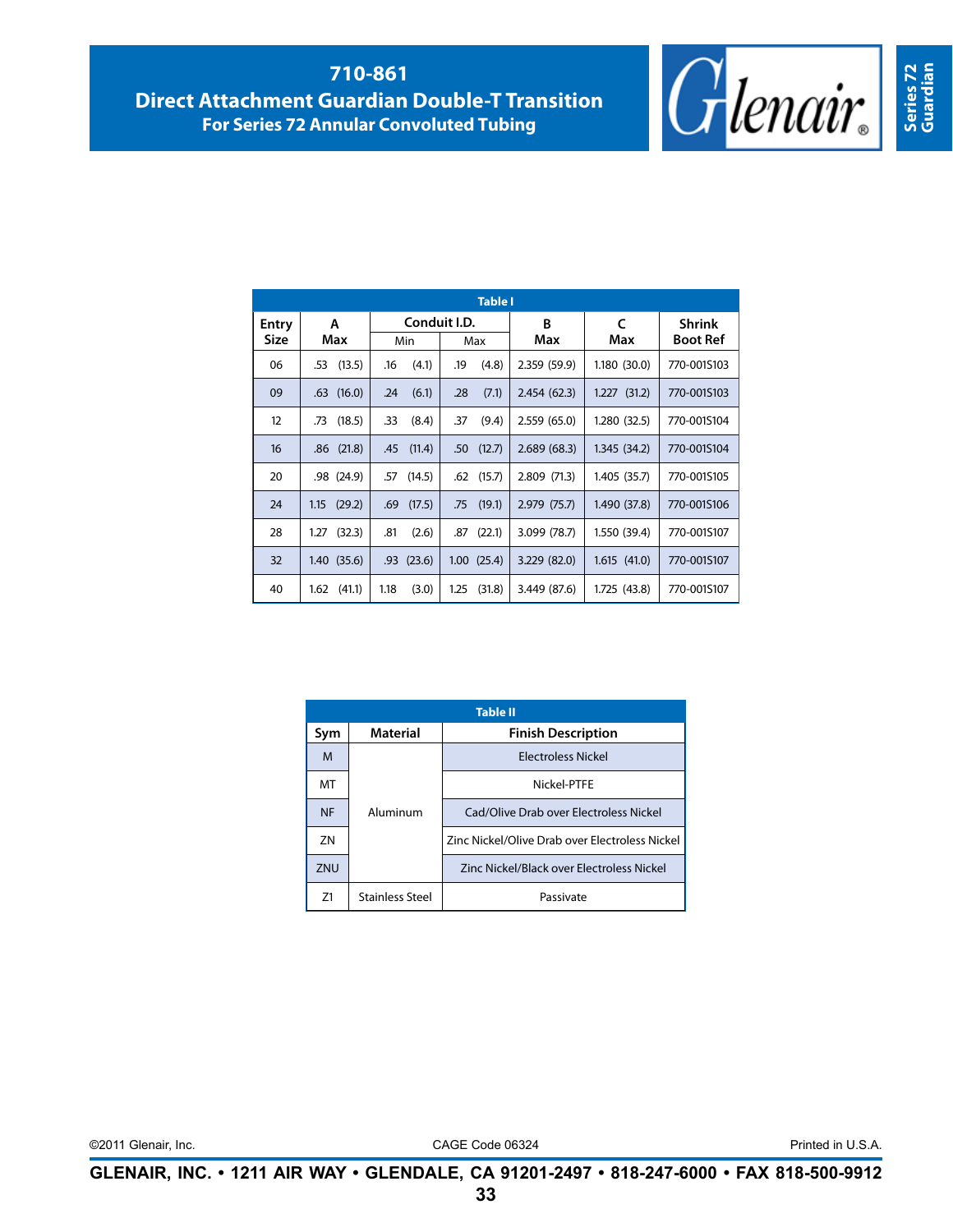# 710-861
## Direct Attachment Guardian Double-T Transition
### For Series 72 Annular Convoluted Tubing

**Table I**

| Entry Size | A Max | Conduit I.D. | | B Max | C Max | Shrink Boot Ref |
|---|---|---|---|---|---|---|
| | | Min | Max | | | |
| 06 | .53 (13.5) | .16 (4.1) | .19 (4.8) | 2.359 (59.9) | 1.180 (30.0) | 770-001S103 |
| 09 | .63 (16.0) | .24 (6.1) | .28 (7.1) | 2.454 (62.3) | 1.227 (31.2) | 770-001S103 |
| 12 | .73 (18.5) | .33 (8.4) | .37 (9.4) | 2.559 (65.0) | 1.280 (32.5) | 770-001S104 |
| 16 | .86 (21.8) | .45 (11.4) | .50 (12.7) | 2.689 (68.3) | 1.345 (34.2) | 770-001S104 |
| 20 | .98 (24.9) | .57 (14.5) | .62 (15.7) | 2.809 (71.3) | 1.405 (35.7) | 770-001S105 |
| 24 | 1.15 (29.2) | .69 (17.5) | .75 (19.1) | 2.979 (75.7) | 1.490 (37.8) | 770-001S106 |
| 28 | 1.27 (32.3) | .81 (2.6) | .87 (22.1) | 3.099 (78.7) | 1.550 (39.4) | 770-001S107 |
| 32 | 1.40 (35.6) | .93 (23.6) | 1.00 (25.4) | 3.229 (82.0) | 1.615 (41.0) | 770-001S107 |
| 40 | 1.62 (41.1) | 1.18 (3.0) | 1.25 (31.8) | 3.449 (87.6) | 1.725 (43.8) | 770-001S107 |

**Table II**

| Sym | Material | Finish Description |
|---|---|---|
| M | Aluminum | Electroless Nickel |
| MT | | Nickel-PTFE |
| NF | | Cad/Olive Drab over Electroless Nickel |
| ZN | | Zinc Nickel/Olive Drab over Electroless Nickel |
| ZNU | | Zinc Nickel/Black over Electroless Nickel |
| Z1 | Stainless Steel | Passivate |

©2011 Glenair, Inc. CAGE Code 06324 Printed in U.S.A.

**GLENAIR, INC. • 1211 AIR WAY • GLENDALE, CA 91201-2497 • 818-247-6000 • FAX 818-500-9912**